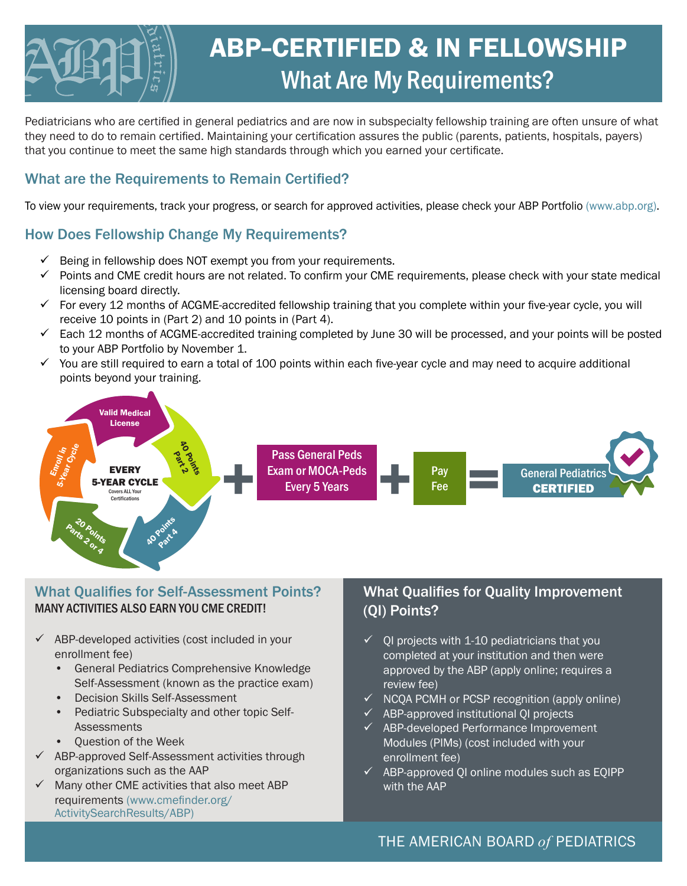# ABP-CERTIFIED & IN FELLOWSHIP

## What Are My Requirements?

Pediatricians who are certified in general pediatrics and are now in subspecialty fellowship training are often unsure of what they need to do to remain certified. Maintaining your certification assures the public (parents, patients, hospitals, payers) that you continue to meet the same high standards through which you earned your certificate.

### What are the Requirements to Remain Certified?

To view your requirements, track your progress, or search for approved activities, please check your ABP Portfolio (www.abp.org).

### How Does Fellowship Change My Requirements?

- ✓ Being in fellowship does NOT exempt you from your requirements.
- ✓ Points and CME credit hours are not related. To confirm your CME requirements, please check with your state medical licensing board directly.
- ✓ For every 12 months of ACGME-accredited fellowship training that you complete within your five-year cycle, you will receive 10 points in (Part 2) and 10 points in (Part 4).
- ✓ Each 12 months of ACGME-accredited training completed by June 30 will be processed, and your points will be posted to your ABP Portfolio by November 1.
- ✓ You are still required to earn a total of 100 points within each five-year cycle and may need to acquire additional points beyond your training.

**EVERY 5-YEAR CYCLE** (Covers ALL Your Certifications): Valid Medical License; 40 Points Part 2; 40 Points Part 4; 20 Points Parts 2 or 4; Enroll in 5-Year Cycle

\+ Pass General Peds Exam or MOCA-Peds Every 5 Years + Pay Fee = General Pediatrics **CERTIFIED**

### What Qualifies for Self-Assessment Points?

**MANY ACTIVITIES ALSO EARN YOU CME CREDIT!**

- ✓ ABP-developed activities (cost included in your enrollment fee)
  - General Pediatrics Comprehensive Knowledge Self-Assessment (known as the practice exam)
  - Decision Skills Self-Assessment
  - Pediatric Subspecialty and other topic Self-Assessments
  - Question of the Week
- ✓ ABP-approved Self-Assessment activities through organizations such as the AAP
- ✓ Many other CME activities that also meet ABP requirements (www.cmefinder.org/ActivitySearchResults/ABP)

### What Qualifies for Quality Improvement (QI) Points?

- ✓ QI projects with 1-10 pediatricians that you completed at your institution and then were approved by the ABP (apply online; requires a review fee)
- ✓ NCQA PCMH or PCSP recognition (apply online)
- ✓ ABP-approved institutional QI projects
- ✓ ABP-developed Performance Improvement Modules (PIMs) (cost included with your enrollment fee)
- ✓ ABP-approved QI online modules such as EQIPP with the AAP

THE AMERICAN BOARD *of* PEDIATRICS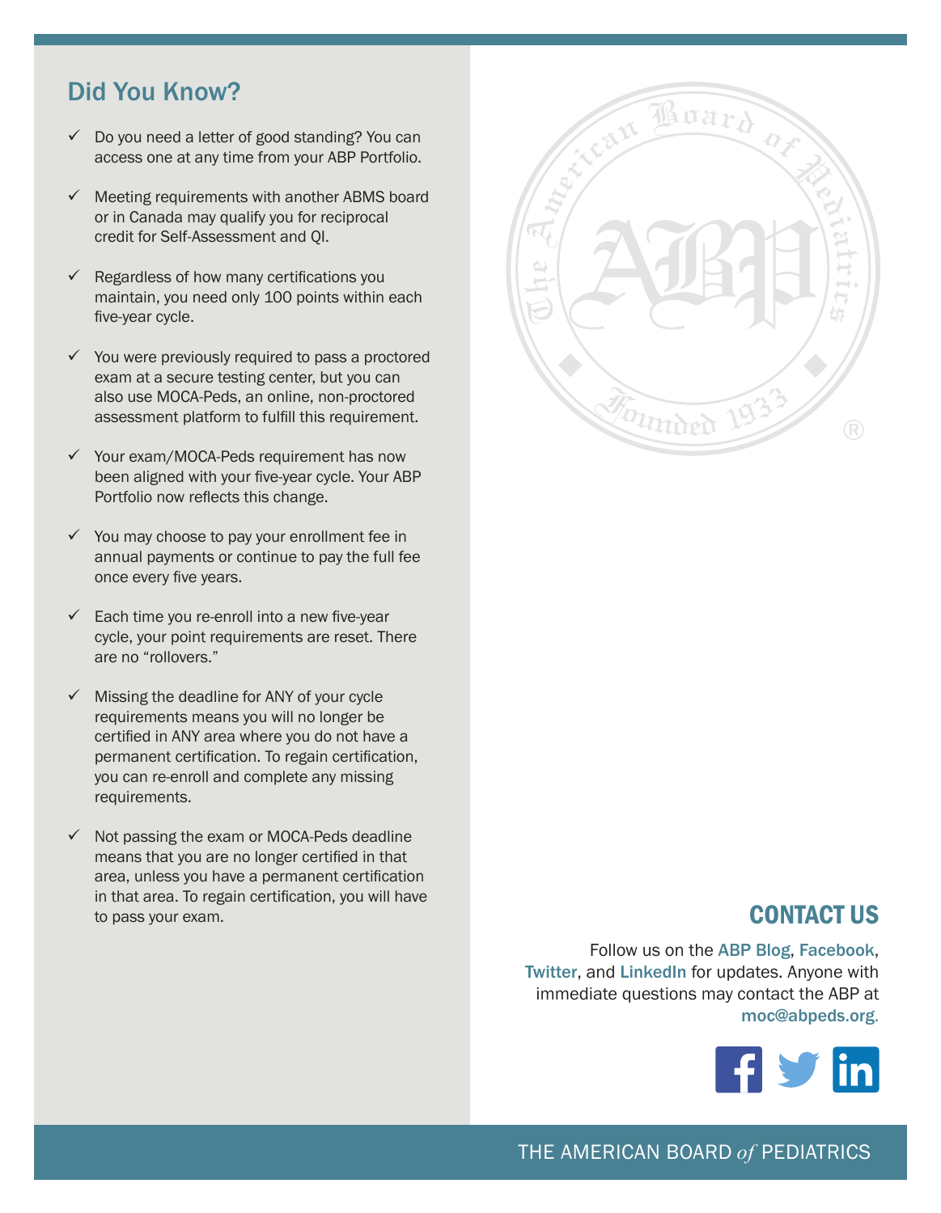## Did You Know?

- ✓ Do you need a letter of good standing? You can access one at any time from your ABP Portfolio.
- ✓ Meeting requirements with another ABMS board or in Canada may qualify you for reciprocal credit for Self-Assessment and QI.
- ✓ Regardless of how many certifications you maintain, you need only 100 points within each five-year cycle.
- ✓ You were previously required to pass a proctored exam at a secure testing center, but you can also use MOCA-Peds, an online, non-proctored assessment platform to fulfill this requirement.
- ✓ Your exam/MOCA-Peds requirement has now been aligned with your five-year cycle. Your ABP Portfolio now reflects this change.
- ✓ You may choose to pay your enrollment fee in annual payments or continue to pay the full fee once every five years.
- ✓ Each time you re-enroll into a new five-year cycle, your point requirements are reset. There are no "rollovers."
- ✓ Missing the deadline for ANY of your cycle requirements means you will no longer be certified in ANY area where you do not have a permanent certification. To regain certification, you can re-enroll and complete any missing requirements.
- ✓ Not passing the exam or MOCA-Peds deadline means that you are no longer certified in that area, unless you have a permanent certification in that area. To regain certification, you will have to pass your exam.

## CONTACT US

Follow us on the ABP Blog, Facebook, Twitter, and LinkedIn for updates. Anyone with immediate questions may contact the ABP at moc@abpeds.org.

THE AMERICAN BOARD *of* PEDIATRICS